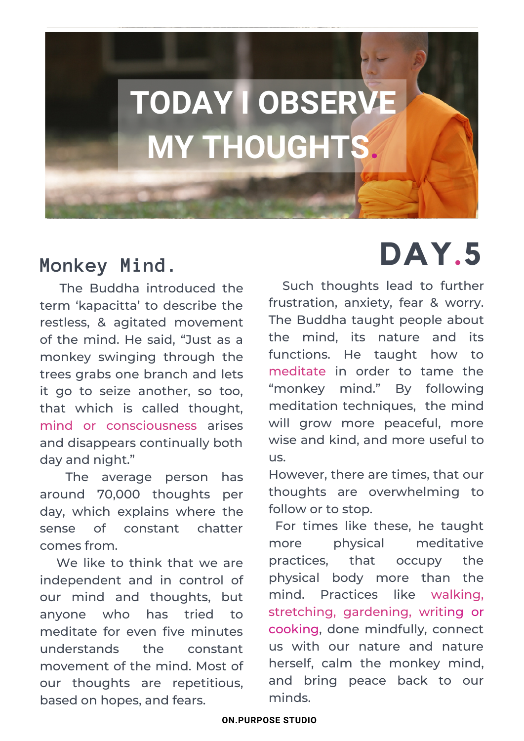# TODAY I OBSERVE MY THOUGHTS.

# DAY.5

## Monkey Mind.

The Buddha introduced the term ‘kapacitta’ to describe the restless, & agitated movement of the mind. He said, “Just as a monkey swinging through the trees grabs one branch and lets it go to seize another, so too, that which is called thought, mind or consciousness arises and disappears continually both day and night.”

The average person has around 70,000 thoughts per day, which explains where the sense of constant chatter comes from.

We like to think that we are independent and in control of our mind and thoughts, but anyone who has tried to meditate for even five minutes understands the constant movement of the mind. Most of our thoughts are repetitive, based on hopes, and fears.

Such thoughts lead to further frustration, anxiety, fear & worry. The Buddha taught people about the mind, its nature and its functions. He taught how to meditate in order to tame the “monkey mind.” By following meditation techniques, the mind will grow more peaceful, more wise and kind, and more useful to us.

However, there are times, that our thoughts are overwhelming to follow or to stop.

For times like these, he taught more physical meditative practices, that occupy the physical body more than the mind. Practices like walking, stretching, gardening, writing or cooking, done mindfully, connect us with our nature and nature herself, calm the monkey mind, and bring peace back to our minds.

ON.PURPOSE STUDIO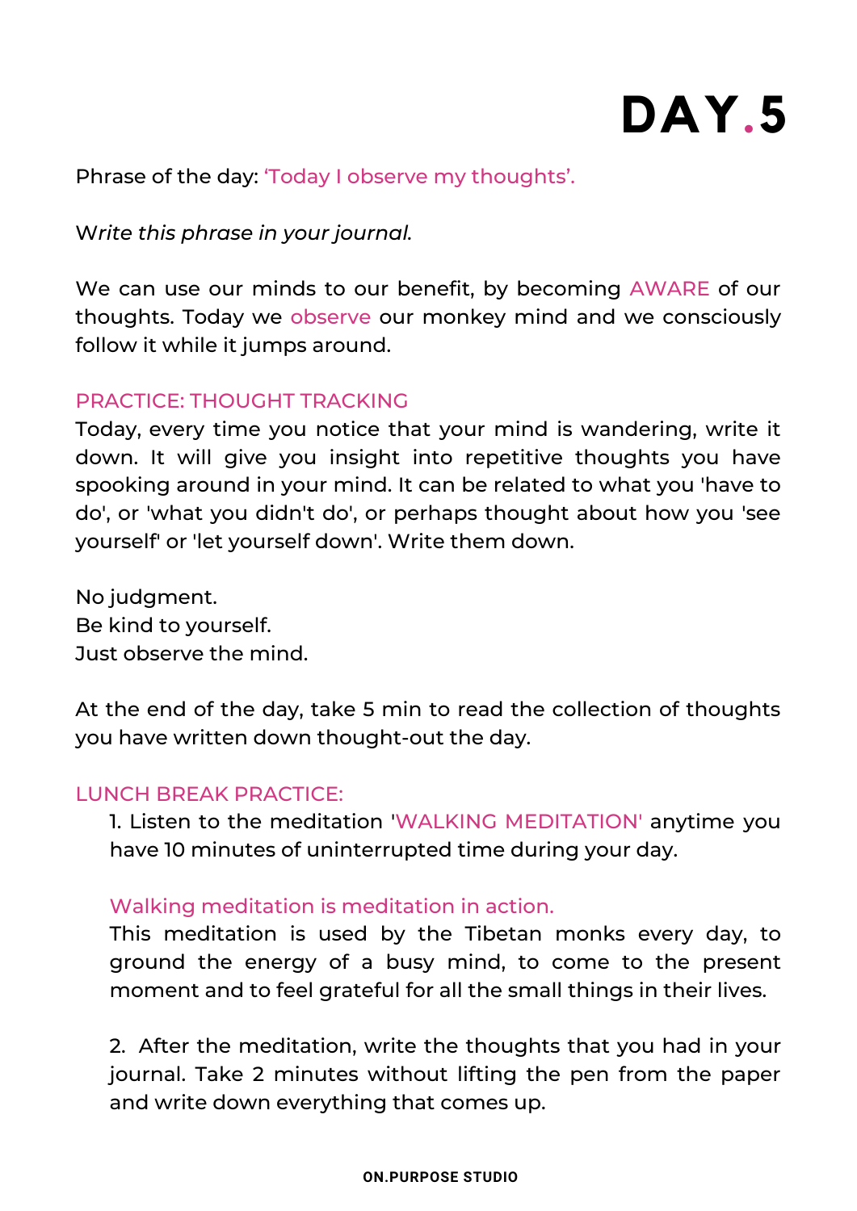# DAY.5

Phrase of the day: 'Today I observe my thoughts'.

*Write this phrase in your journal.*

We can use our minds to our benefit, by becoming AWARE of our thoughts. Today we observe our monkey mind and we consciously follow it while it jumps around.

PRACTICE: THOUGHT TRACKING

Today, every time you notice that your mind is wandering, write it down. It will give you insight into repetitive thoughts you have spooking around in your mind. It can be related to what you 'have to do', or 'what you didn't do', or perhaps thought about how you 'see yourself' or 'let yourself down'. Write them down.

No judgment.
Be kind to yourself.
Just observe the mind.

At the end of the day, take 5 min to read the collection of thoughts you have written down thought-out the day.

LUNCH BREAK PRACTICE:

1. Listen to the meditation 'WALKING MEDITATION' anytime you have 10 minutes of uninterrupted time during your day.

   Walking meditation is meditation in action.
   This meditation is used by the Tibetan monks every day, to ground the energy of a busy mind, to come to the present moment and to feel grateful for all the small things in their lives.

2. After the meditation, write the thoughts that you had in your journal. Take 2 minutes without lifting the pen from the paper and write down everything that comes up.